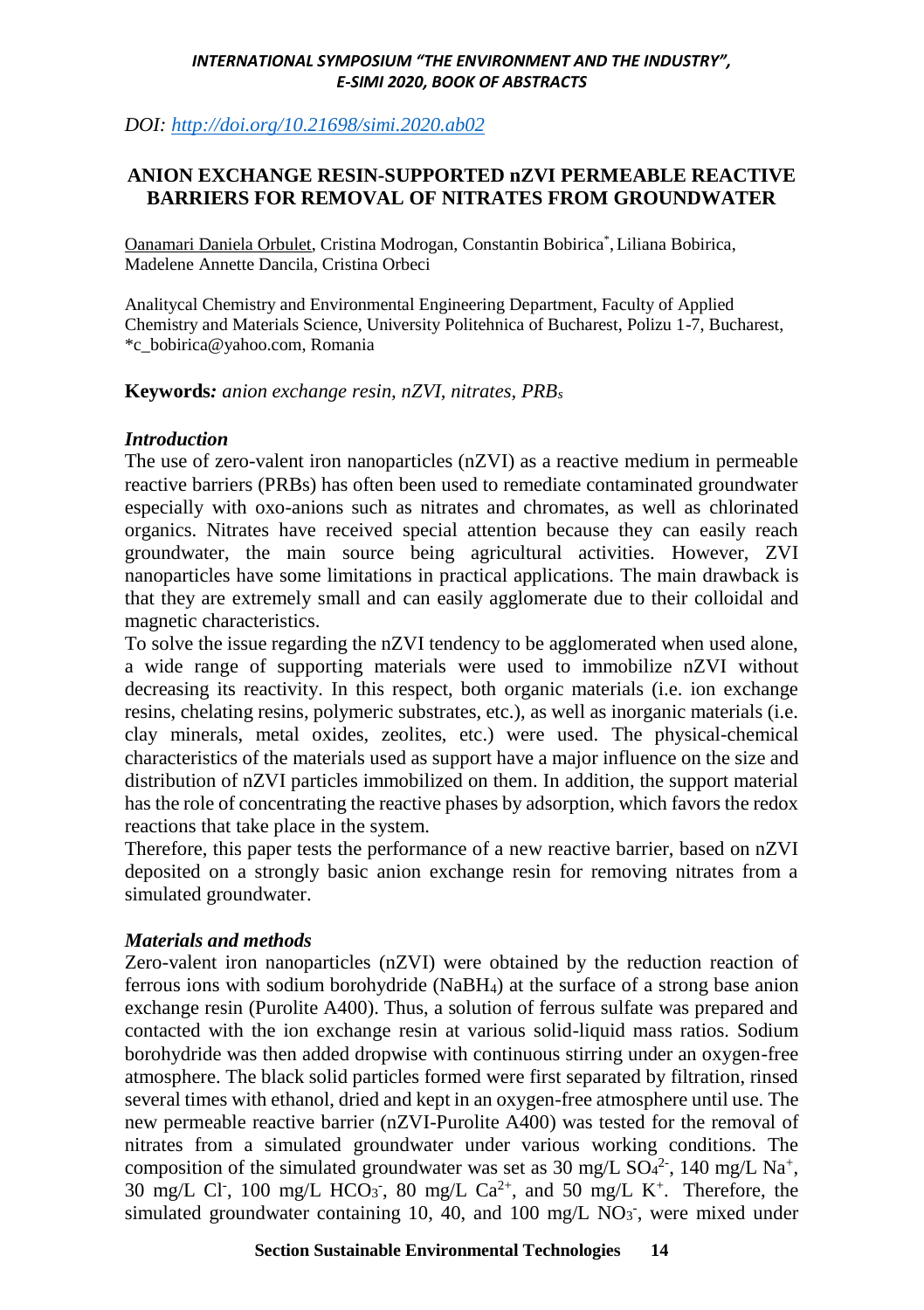DOI: [http://doi.org/10.21698/simi.2020.ab02](http://doi.org/10.21698/simi.2020.ab02)

# ANION EXCHANGE RESIN-SUPPORTED nZVI PERMEABLE REACTIVE BARRIERS FOR REMOVAL OF NITRATES FROM GROUNDWATER

Oanamari Daniela Orbulet, Cristina Modrogan, Constantin Bobirica[*], Liliana Bobirica, Madelene Annette Dancila, Cristina Orbeci

Analitycal Chemistry and Environmental Engineering Department, Faculty of Applied Chemistry and Materials Science, University Politehnica of Bucharest, Polizu 1-7, Bucharest, *c_bobirica@yahoo.com, Romania

**Keywords:** *anion exchange resin, nZVI, nitrates, PRBs*

### *Introduction*

The use of zero-valent iron nanoparticles (nZVI) as a reactive medium in permeable reactive barriers (PRBs) has often been used to remediate contaminated groundwater especially with oxo-anions such as nitrates and chromates, as well as chlorinated organics. Nitrates have received special attention because they can easily reach groundwater, the main source being agricultural activities. However, ZVI nanoparticles have some limitations in practical applications. The main drawback is that they are extremely small and can easily agglomerate due to their colloidal and magnetic characteristics.

To solve the issue regarding the nZVI tendency to be agglomerated when used alone, a wide range of supporting materials were used to immobilize nZVI without decreasing its reactivity. In this respect, both organic materials (i.e. ion exchange resins, chelating resins, polymeric substrates, etc.), as well as inorganic materials (i.e. clay minerals, metal oxides, zeolites, etc.) were used. The physical-chemical characteristics of the materials used as support have a major influence on the size and distribution of nZVI particles immobilized on them. In addition, the support material has the role of concentrating the reactive phases by adsorption, which favors the redox reactions that take place in the system.

Therefore, this paper tests the performance of a new reactive barrier, based on nZVI deposited on a strongly basic anion exchange resin for removing nitrates from a simulated groundwater.

### *Materials and methods*

Zero-valent iron nanoparticles (nZVI) were obtained by the reduction reaction of ferrous ions with sodium borohydride ($NaBH_4$) at the surface of a strong base anion exchange resin (Purolite A400). Thus, a solution of ferrous sulfate was prepared and contacted with the ion exchange resin at various solid-liquid mass ratios. Sodium borohydride was then added dropwise with continuous stirring under an oxygen-free atmosphere. The black solid particles formed were first separated by filtration, rinsed several times with ethanol, dried and kept in an oxygen-free atmosphere until use. The new permeable reactive barrier (nZVI-Purolite A400) was tested for the removal of nitrates from a simulated groundwater under various working conditions. The composition of the simulated groundwater was set as 30 mg/L $SO_4^{2-}$, 140 mg/L $Na^+$, 30 mg/L $Cl^-$, 100 mg/L $HCO_3^-$, 80 mg/L $Ca^{2+}$, and 50 mg/L $K^+$. Therefore, the simulated groundwater containing 10, 40, and 100 mg/L $NO_3^-$, were mixed under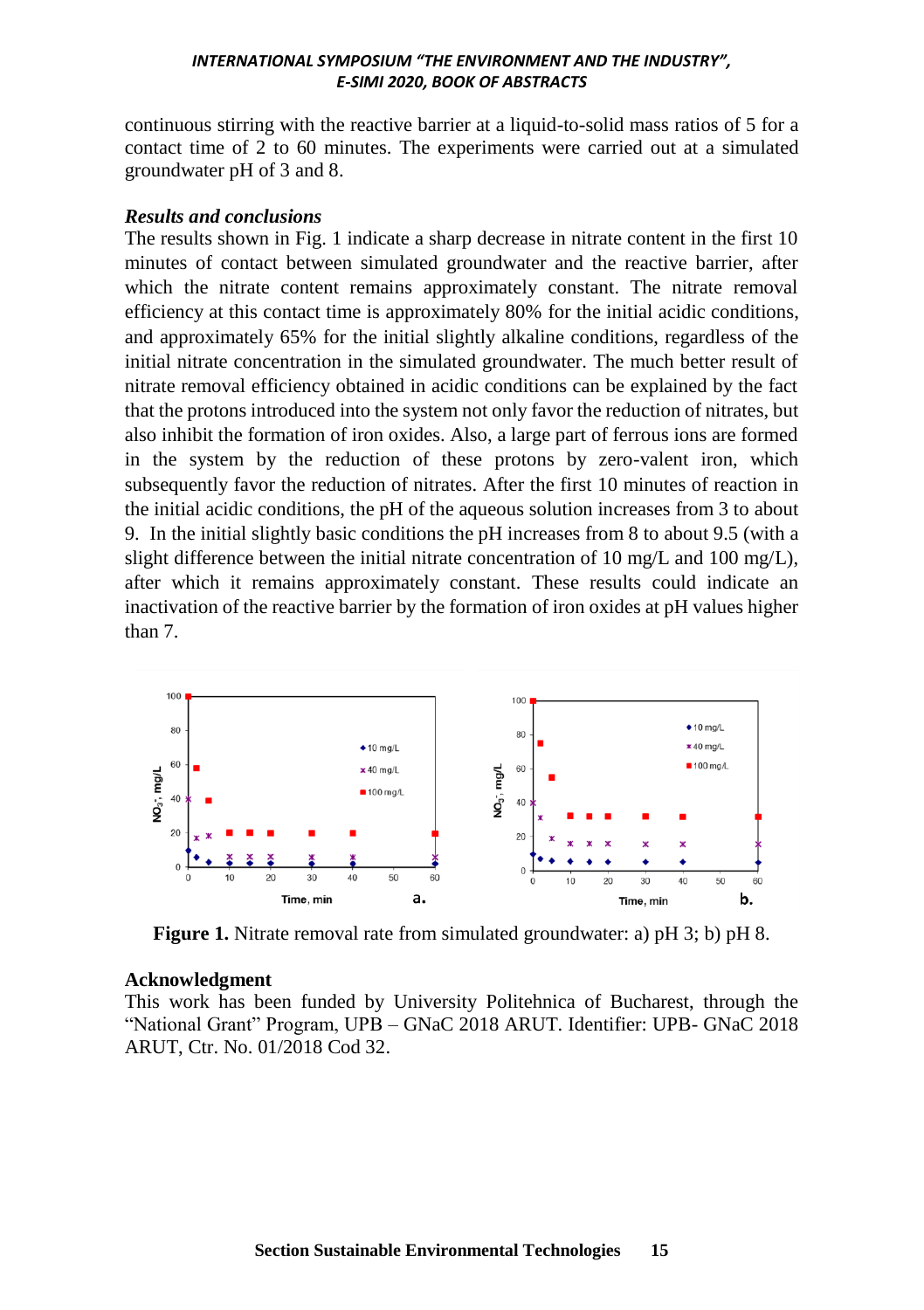continuous stirring with the reactive barrier at a liquid-to-solid mass ratios of 5 for a contact time of 2 to 60 minutes. The experiments were carried out at a simulated groundwater pH of 3 and 8.

### *Results and conclusions*

The results shown in Fig. 1 indicate a sharp decrease in nitrate content in the first 10 minutes of contact between simulated groundwater and the reactive barrier, after which the nitrate content remains approximately constant. The nitrate removal efficiency at this contact time is approximately 80% for the initial acidic conditions, and approximately 65% for the initial slightly alkaline conditions, regardless of the initial nitrate concentration in the simulated groundwater. The much better result of nitrate removal efficiency obtained in acidic conditions can be explained by the fact that the protons introduced into the system not only favor the reduction of nitrates, but also inhibit the formation of iron oxides. Also, a large part of ferrous ions are formed in the system by the reduction of these protons by zero-valent iron, which subsequently favor the reduction of nitrates. After the first 10 minutes of reaction in the initial acidic conditions, the pH of the aqueous solution increases from 3 to about 9. In the initial slightly basic conditions the pH increases from 8 to about 9.5 (with a slight difference between the initial nitrate concentration of 10 mg/L and 100 mg/L), after which it remains approximately constant. These results could indicate an inactivation of the reactive barrier by the formation of iron oxides at pH values higher than 7.

a.
$NO_3^-$, mg/L
100
80
60
40
20
0
0 10 20 30 40 50 60
Time, min
10 mg/L
40 mg/L
100 mg/L

b.
$NO_3^-$, mg/L
100
80
60
40
20
0
0 10 20 30 40 50 60
Time, min
10 mg/L
40 mg/L
100 mg/L

**Figure 1.** Nitrate removal rate from simulated groundwater: a) pH 3; b) pH 8.

### Acknowledgment

This work has been funded by University Politehnica of Bucharest, through the "National Grant" Program, UPB – GNaC 2018 ARUT. Identifier: UPB- GNaC 2018 ARUT, Ctr. No. 01/2018 Cod 32.